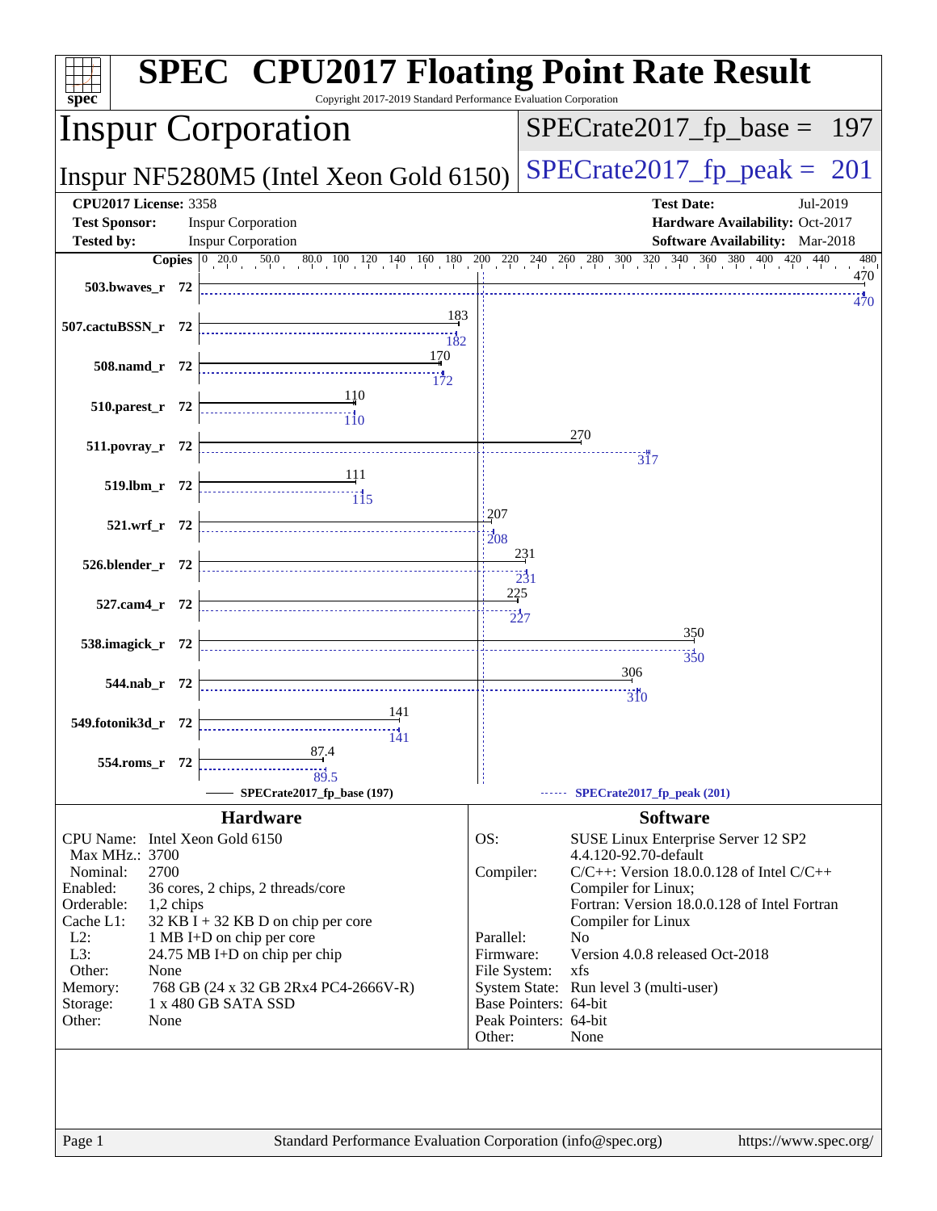# SPEC CPU2017 Floating Point Rate Result

Copyright 2017-2019 Standard Performance Evaluation Corporation

## Inspur Corporation

**Inspur NF5280M5 (Intel Xeon Gold 6150)**

SPECrate2017_fp_base = 197

SPECrate2017_fp_peak = 201

| | | | |
|---|---|---|---|
| **CPU2017 License:** | 3358 | **Test Date:** | Jul-2019 |
| **Test Sponsor:** | Inspur Corporation | **Hardware Availability:** | Oct-2017 |
| **Tested by:** | Inspur Corporation | **Software Availability:** | Mar-2018 |

| Benchmark | Copies | SPECrate2017_fp_base | SPECrate2017_fp_peak |
|---|---|---|---|
| 503.bwaves_r | 72 | 470 | 470 |
| 507.cactuBSSN_r | 72 | 183 | 182 |
| 508.namd_r | 72 | 170 | 172 |
| 510.parest_r | 72 | 110 | 110 |
| 511.povray_r | 72 | 270 | 317 |
| 519.lbm_r | 72 | 111 | 115 |
| 521.wrf_r | 72 | 207 | 208 |
| 526.blender_r | 72 | 231 | 231 |
| 527.cam4_r | 72 | 225 | 227 |
| 538.imagick_r | 72 | 350 | 350 |
| 544.nab_r | 72 | 306 | 310 |
| 549.fotonik3d_r | 72 | 141 | 141 |
| 554.roms_r | 72 | 87.4 | 89.5 |

SPECrate2017_fp_base (197) — SPECrate2017_fp_peak (201)

## Hardware

| | |
|---|---|
| CPU Name: | Intel Xeon Gold 6150 |
| Max MHz.: | 3700 |
| Nominal: | 2700 |
| Enabled: | 36 cores, 2 chips, 2 threads/core |
| Orderable: | 1,2 chips |
| Cache L1: | 32 KB I + 32 KB D on chip per core |
| L2: | 1 MB I+D on chip per core |
| L3: | 24.75 MB I+D on chip per chip |
| Other: | None |
| Memory: | 768 GB (24 x 32 GB 2Rx4 PC4-2666V-R) |
| Storage: | 1 x 480 GB SATA SSD |
| Other: | None |

## Software

| | |
|---|---|
| OS: | SUSE Linux Enterprise Server 12 SP2 4.4.120-92.70-default |
| Compiler: | C/C++: Version 18.0.0.128 of Intel C/C++ Compiler for Linux; Fortran: Version 18.0.0.128 of Intel Fortran Compiler for Linux |
| Parallel: | No |
| Firmware: | Version 4.0.8 released Oct-2018 |
| File System: | xfs |
| System State: | Run level 3 (multi-user) |
| Base Pointers: | 64-bit |
| Peak Pointers: | 64-bit |
| Other: | None |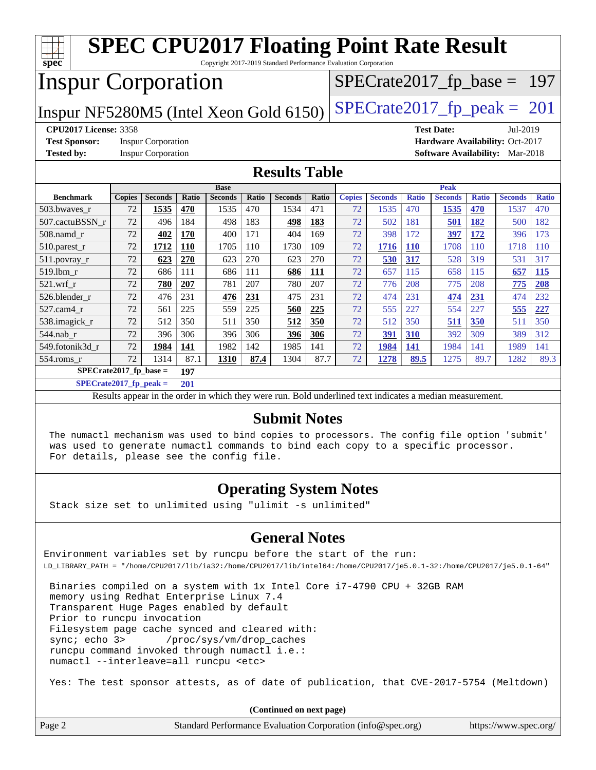# SPEC CPU2017 Floating Point Rate Result

Copyright 2017-2019 Standard Performance Evaluation Corporation

## Inspur Corporation

Inspur NF5280M5 (Intel Xeon Gold 6150)

SPECrate2017_fp_base = 197

SPECrate2017_fp_peak = 201

**CPU2017 License:** 3358
**Test Sponsor:** Inspur Corporation
**Tested by:** Inspur Corporation

**Test Date:** Jul-2019
**Hardware Availability:** Oct-2017
**Software Availability:** Mar-2018

## Results Table

| | Base | | | | | | | Peak | | | | | | |
|---|---|---|---|---|---|---|---|---|---|---|---|---|---|---|
| **Benchmark** | **Copies** | **Seconds** | **Ratio** | **Seconds** | **Ratio** | **Seconds** | **Ratio** | **Copies** | **Seconds** | **Ratio** | **Seconds** | **Ratio** | **Seconds** | **Ratio** |
| 503.bwaves_r | 72 | **1535** | **470** | 1535 | 470 | 1534 | 471 | 72 | 1535 | 470 | **1535** | **470** | 1537 | 470 |
| 507.cactuBSSN_r | 72 | 496 | 184 | 498 | 183 | **498** | **183** | 72 | 502 | 181 | **501** | **182** | 500 | 182 |
| 508.namd_r | 72 | **402** | **170** | 400 | 171 | 404 | 169 | 72 | 398 | 172 | **397** | **172** | 396 | 173 |
| 510.parest_r | 72 | **1712** | **110** | 1705 | 110 | 1730 | 109 | 72 | **1716** | **110** | 1708 | 110 | 1718 | 110 |
| 511.povray_r | 72 | **623** | **270** | 623 | 270 | 623 | 270 | 72 | **530** | **317** | 528 | 319 | 531 | 317 |
| 519.lbm_r | 72 | 686 | 111 | 686 | 111 | **686** | **111** | 72 | 657 | 115 | 658 | 115 | **657** | **115** |
| 521.wrf_r | 72 | **780** | **207** | 781 | 207 | 780 | 207 | 72 | 776 | 208 | 775 | 208 | **775** | **208** |
| 526.blender_r | 72 | 476 | 231 | **476** | **231** | 475 | 231 | 72 | 474 | 231 | **474** | **231** | 474 | 232 |
| 527.cam4_r | 72 | 561 | 225 | 559 | 225 | **560** | **225** | 72 | 555 | 227 | 554 | 227 | **555** | **227** |
| 538.imagick_r | 72 | 512 | 350 | 511 | 350 | **512** | **350** | 72 | 512 | 350 | **511** | **350** | 511 | 350 |
| 544.nab_r | 72 | 396 | 306 | 396 | 306 | **396** | **306** | 72 | **391** | **310** | 392 | 309 | 389 | 312 |
| 549.fotonik3d_r | 72 | **1984** | **141** | 1982 | 142 | 1985 | 141 | 72 | **1984** | **141** | 1984 | 141 | 1989 | 141 |
| 554.roms_r | 72 | 1314 | 87.1 | **1310** | **87.4** | 1304 | 87.7 | 72 | **1278** | **89.5** | 1275 | 89.7 | 1282 | 89.3 |

**SPECrate2017_fp_base = 197**

**SPECrate2017_fp_peak = 201**

Results appear in the order in which they were run. Bold underlined text indicates a median measurement.

## Submit Notes

```
The numactl mechanism was used to bind copies to processors. The config file option 'submit'
was used to generate numactl commands to bind each copy to a specific processor.
For details, please see the config file.
```

## Operating System Notes

```
Stack size set to unlimited using "ulimit -s unlimited"
```

## General Notes

```
Environment variables set by runcpu before the start of the run:
LD_LIBRARY_PATH = "/home/CPU2017/lib/ia32:/home/CPU2017/lib/intel64:/home/CPU2017/je5.0.1-32:/home/CPU2017/je5.0.1-64"

 Binaries compiled on a system with 1x Intel Core i7-4790 CPU + 32GB RAM
 memory using Redhat Enterprise Linux 7.4
 Transparent Huge Pages enabled by default
 Prior to runcpu invocation
 Filesystem page cache synced and cleared with:
 sync; echo 3>       /proc/sys/vm/drop_caches
 runcpu command invoked through numactl i.e.:
 numactl --interleave=all runcpu <etc>

 Yes: The test sponsor attests, as of date of publication, that CVE-2017-5754 (Meltdown)
```

(Continued on next page)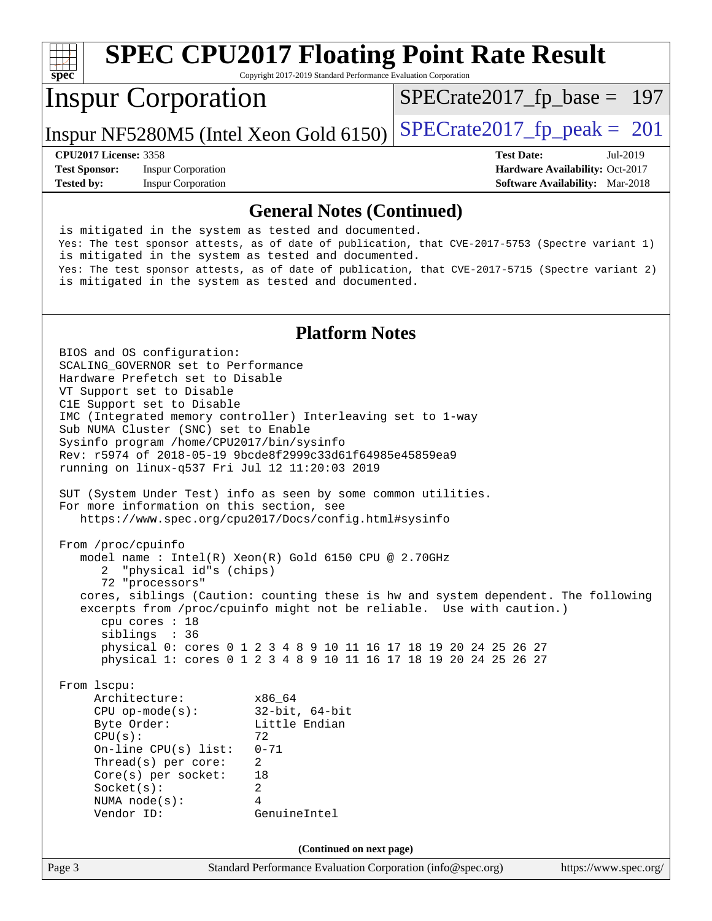## General Notes (Continued)

```
is mitigated in the system as tested and documented.
Yes: The test sponsor attests, as of date of publication, that CVE-2017-5753 (Spectre variant 1)
is mitigated in the system as tested and documented.
Yes: The test sponsor attests, as of date of publication, that CVE-2017-5715 (Spectre variant 2)
is mitigated in the system as tested and documented.
```

## Platform Notes

```
BIOS and OS configuration:
SCALING_GOVERNOR set to Performance
Hardware Prefetch set to Disable
VT Support set to Disable
C1E Support set to Disable
IMC (Integrated memory controller) Interleaving set to 1-way
Sub NUMA Cluster (SNC) set to Enable
Sysinfo program /home/CPU2017/bin/sysinfo
Rev: r5974 of 2018-05-19 9bcde8f2999c33d61f64985e45859ea9
running on linux-q537 Fri Jul 12 11:20:03 2019

SUT (System Under Test) info as seen by some common utilities.
For more information on this section, see
   https://www.spec.org/cpu2017/Docs/config.html#sysinfo

From /proc/cpuinfo
   model name : Intel(R) Xeon(R) Gold 6150 CPU @ 2.70GHz
      2  "physical id"s (chips)
      72 "processors"
   cores, siblings (Caution: counting these is hw and system dependent. The following
   excerpts from /proc/cpuinfo might not be reliable.  Use with caution.)
      cpu cores : 18
      siblings  : 36
      physical 0: cores 0 1 2 3 4 8 9 10 11 16 17 18 19 20 24 25 26 27
      physical 1: cores 0 1 2 3 4 8 9 10 11 16 17 18 19 20 24 25 26 27

From lscpu:
     Architecture:          x86_64
     CPU op-mode(s):        32-bit, 64-bit
     Byte Order:            Little Endian
     CPU(s):                72
     On-line CPU(s) list:   0-71
     Thread(s) per core:    2
     Core(s) per socket:    18
     Socket(s):             2
     NUMA node(s):          4
     Vendor ID:             GenuineIntel
```

(Continued on next page)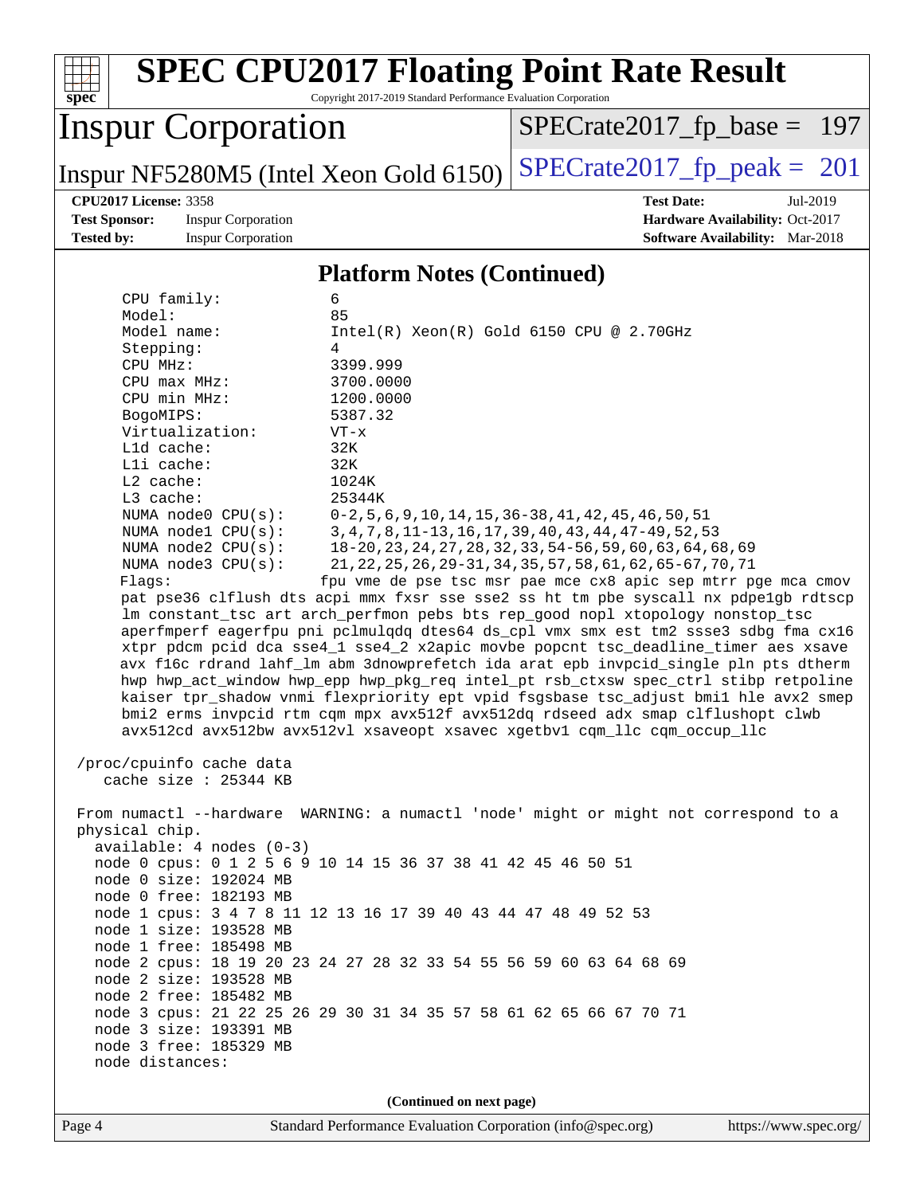## Platform Notes (Continued)

```
    CPU family:          6
    Model:               85
    Model name:          Intel(R) Xeon(R) Gold 6150 CPU @ 2.70GHz
    Stepping:            4
    CPU MHz:             3399.999
    CPU max MHz:         3700.0000
    CPU min MHz:         1200.0000
    BogoMIPS:            5387.32
    Virtualization:      VT-x
    L1d cache:           32K
    L1i cache:           32K
    L2 cache:            1024K
    L3 cache:            25344K
    NUMA node0 CPU(s):   0-2,5,6,9,10,14,15,36-38,41,42,45,46,50,51
    NUMA node1 CPU(s):   3,4,7,8,11-13,16,17,39,40,43,44,47-49,52,53
    NUMA node2 CPU(s):   18-20,23,24,27,28,32,33,54-56,59,60,63,64,68,69
    NUMA node3 CPU(s):   21,22,25,26,29-31,34,35,57,58,61,62,65-67,70,71
    Flags:               fpu vme de pse tsc msr pae mce cx8 apic sep mtrr pge mca cmov
    pat pse36 clflush dts acpi mmx fxsr sse sse2 ss ht tm pbe syscall nx pdpe1gb rdtscp
    lm constant_tsc art arch_perfmon pebs bts rep_good nopl xtopology nonstop_tsc
    aperfmperf eagerfpu pni pclmulqdq dtes64 ds_cpl vmx smx est tm2 ssse3 sdbg fma cx16
    xtpr pdcm pcid dca sse4_1 sse4_2 x2apic movbe popcnt tsc_deadline_timer aes xsave
    avx f16c rdrand lahf_lm abm 3dnowprefetch ida arat epb invpcid_single pln pts dtherm
    hwp hwp_act_window hwp_epp hwp_pkg_req intel_pt rsb_ctxsw spec_ctrl stibp retpoline
    kaiser tpr_shadow vnmi flexpriority ept vpid fsgsbase tsc_adjust bmi1 hle avx2 smep
    bmi2 erms invpcid rtm cqm mpx avx512f avx512dq rdseed adx smap clflushopt clwb
    avx512cd avx512bw avx512vl xsaveopt xsavec xgetbv1 cqm_llc cqm_occup_llc

 /proc/cpuinfo cache data
    cache size : 25344 KB

 From numactl --hardware  WARNING: a numactl 'node' might or might not correspond to a
 physical chip.
   available: 4 nodes (0-3)
   node 0 cpus: 0 1 2 5 6 9 10 14 15 36 37 38 41 42 45 46 50 51
   node 0 size: 192024 MB
   node 0 free: 182193 MB
   node 1 cpus: 3 4 7 8 11 12 13 16 17 39 40 43 44 47 48 49 52 53
   node 1 size: 193528 MB
   node 1 free: 185498 MB
   node 2 cpus: 18 19 20 23 24 27 28 32 33 54 55 56 59 60 63 64 68 69
   node 2 size: 193528 MB
   node 2 free: 185482 MB
   node 3 cpus: 21 22 25 26 29 30 31 34 35 57 58 61 62 65 66 67 70 71
   node 3 size: 193391 MB
   node 3 free: 185329 MB
   node distances:
```

(Continued on next page)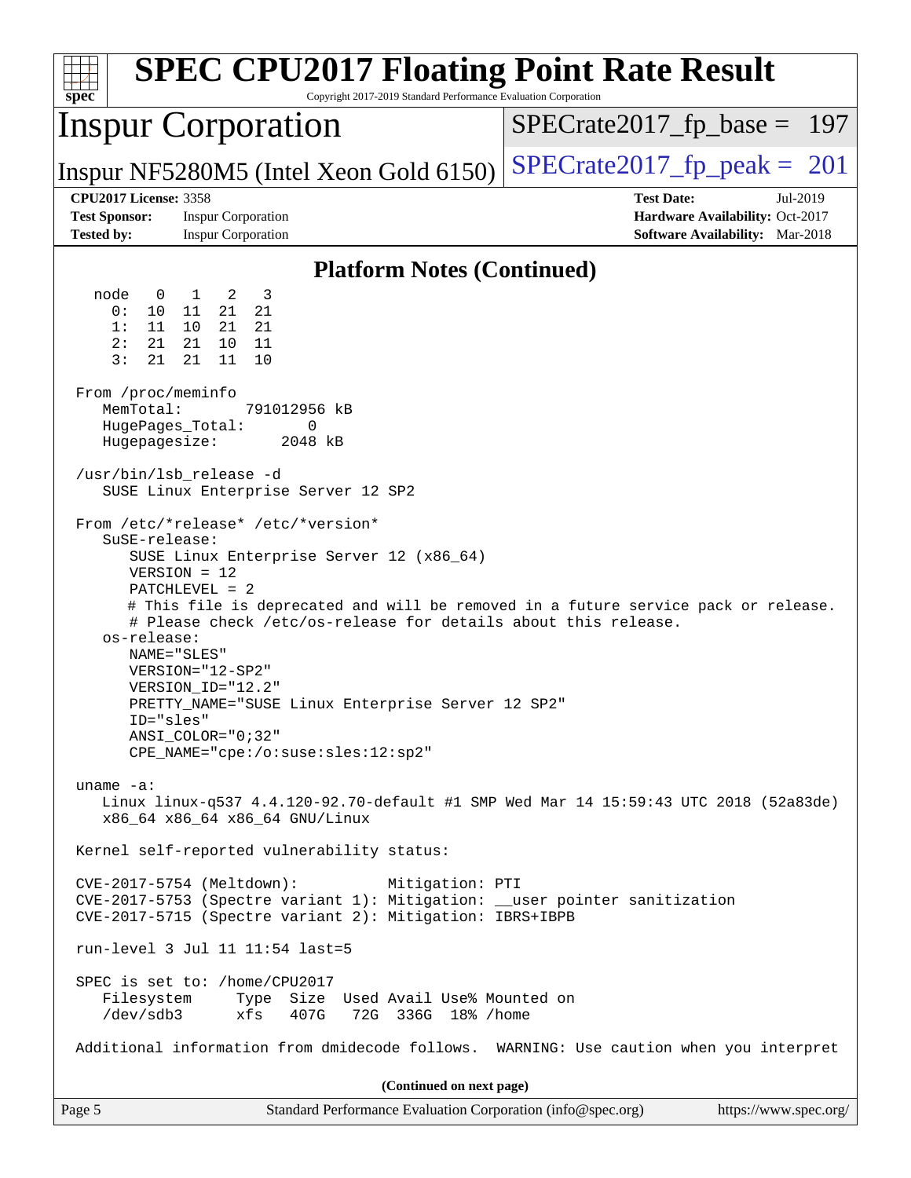## Platform Notes (Continued)

```
  node   0   1   2   3
    0:  10  11  21  21
    1:  11  10  21  21
    2:  21  21  10  11
    3:  21  21  11  10

From /proc/meminfo
   MemTotal:       791012956 kB
   HugePages_Total:       0
   Hugepagesize:       2048 kB

/usr/bin/lsb_release -d
   SUSE Linux Enterprise Server 12 SP2

From /etc/*release* /etc/*version*
   SuSE-release:
      SUSE Linux Enterprise Server 12 (x86_64)
      VERSION = 12
      PATCHLEVEL = 2
      # This file is deprecated and will be removed in a future service pack or release.
      # Please check /etc/os-release for details about this release.
   os-release:
      NAME="SLES"
      VERSION="12-SP2"
      VERSION_ID="12.2"
      PRETTY_NAME="SUSE Linux Enterprise Server 12 SP2"
      ID="sles"
      ANSI_COLOR="0;32"
      CPE_NAME="cpe:/o:suse:sles:12:sp2"

uname -a:
   Linux linux-q537 4.4.120-92.70-default #1 SMP Wed Mar 14 15:59:43 UTC 2018 (52a83de)
   x86_64 x86_64 x86_64 GNU/Linux

Kernel self-reported vulnerability status:

CVE-2017-5754 (Meltdown):          Mitigation: PTI
CVE-2017-5753 (Spectre variant 1): Mitigation: __user pointer sanitization
CVE-2017-5715 (Spectre variant 2): Mitigation: IBRS+IBPB

run-level 3 Jul 11 11:54 last=5

SPEC is set to: /home/CPU2017
   Filesystem     Type  Size  Used Avail Use% Mounted on
   /dev/sdb3      xfs   407G   72G  336G  18% /home

Additional information from dmidecode follows.  WARNING: Use caution when you interpret
```

(Continued on next page)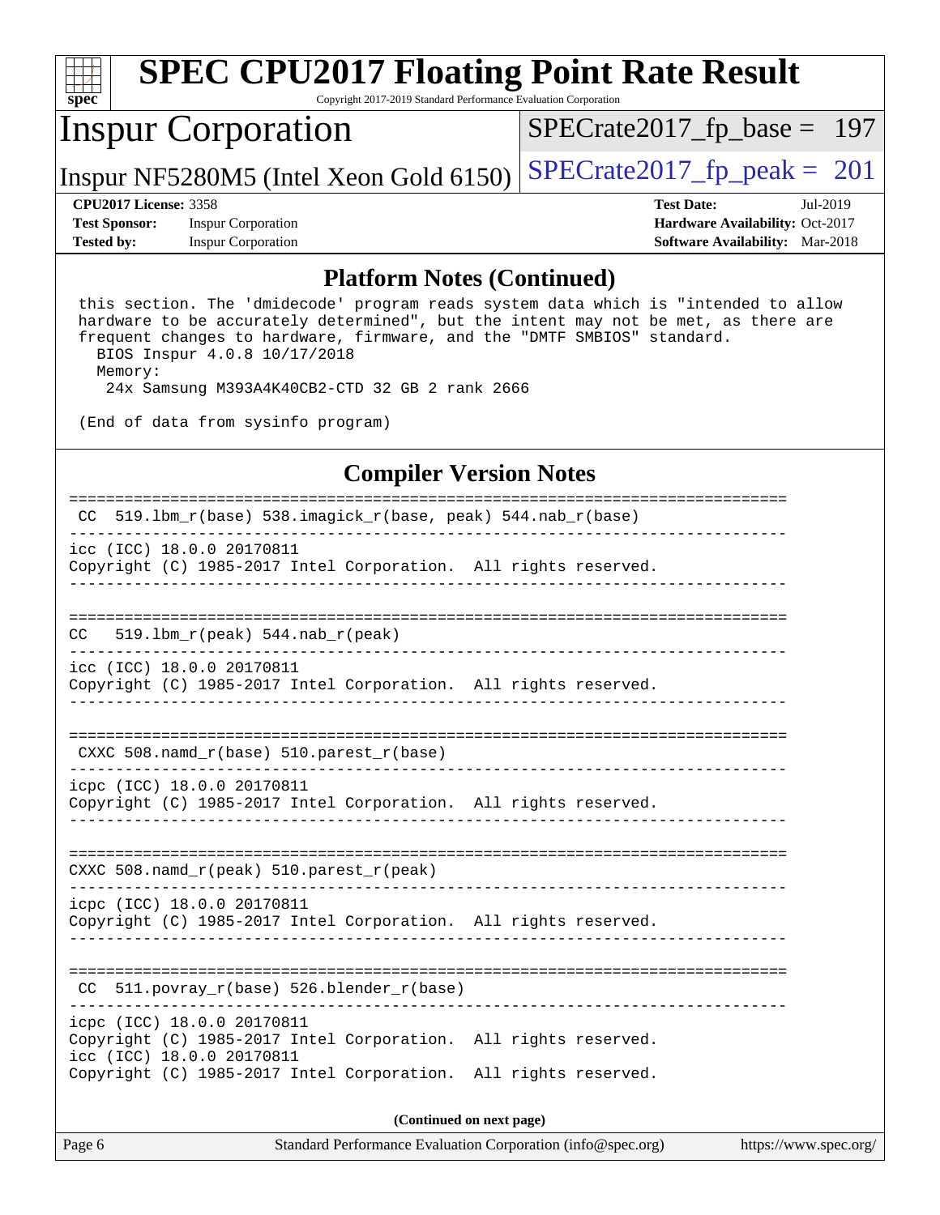## Platform Notes (Continued)

```
this section. The 'dmidecode' program reads system data which is "intended to allow
hardware to be accurately determined", but the intent may not be met, as there are
frequent changes to hardware, firmware, and the "DMTF SMBIOS" standard.
  BIOS Inspur 4.0.8 10/17/2018
  Memory:
    24x Samsung M393A4K40CB2-CTD 32 GB 2 rank 2666

(End of data from sysinfo program)
```

## Compiler Version Notes

```
==============================================================================
 CC  519.lbm_r(base) 538.imagick_r(base, peak) 544.nab_r(base)
------------------------------------------------------------------------------
icc (ICC) 18.0.0 20170811
Copyright (C) 1985-2017 Intel Corporation.  All rights reserved.
------------------------------------------------------------------------------

==============================================================================
CC   519.lbm_r(peak) 544.nab_r(peak)
------------------------------------------------------------------------------
icc (ICC) 18.0.0 20170811
Copyright (C) 1985-2017 Intel Corporation.  All rights reserved.
------------------------------------------------------------------------------

==============================================================================
 CXXC 508.namd_r(base) 510.parest_r(base)
------------------------------------------------------------------------------
icpc (ICC) 18.0.0 20170811
Copyright (C) 1985-2017 Intel Corporation.  All rights reserved.
------------------------------------------------------------------------------

==============================================================================
CXXC 508.namd_r(peak) 510.parest_r(peak)
------------------------------------------------------------------------------
icpc (ICC) 18.0.0 20170811
Copyright (C) 1985-2017 Intel Corporation.  All rights reserved.
------------------------------------------------------------------------------

==============================================================================
 CC  511.povray_r(base) 526.blender_r(base)
------------------------------------------------------------------------------
icpc (ICC) 18.0.0 20170811
Copyright (C) 1985-2017 Intel Corporation.  All rights reserved.
icc (ICC) 18.0.0 20170811
Copyright (C) 1985-2017 Intel Corporation.  All rights reserved.
```

(Continued on next page)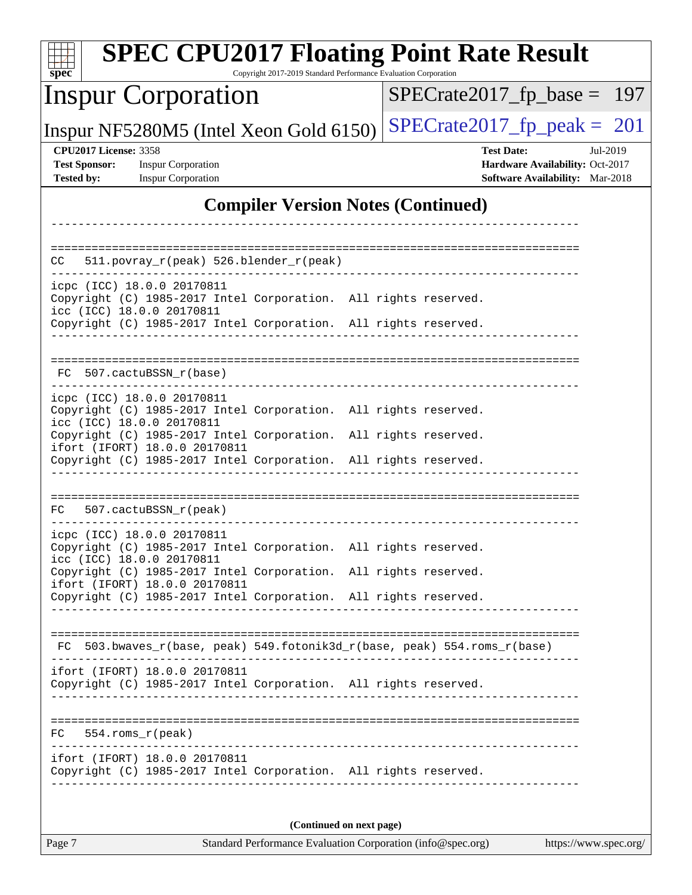## Compiler Version Notes (Continued)

```
------------------------------------------------------------------------------

==============================================================================
 CC   511.povray_r(peak) 526.blender_r(peak)
------------------------------------------------------------------------------
icpc (ICC) 18.0.0 20170811
Copyright (C) 1985-2017 Intel Corporation.  All rights reserved.
icc (ICC) 18.0.0 20170811
Copyright (C) 1985-2017 Intel Corporation.  All rights reserved.
------------------------------------------------------------------------------

==============================================================================
 FC   507.cactuBSSN_r(base)
------------------------------------------------------------------------------
icpc (ICC) 18.0.0 20170811
Copyright (C) 1985-2017 Intel Corporation.  All rights reserved.
icc (ICC) 18.0.0 20170811
Copyright (C) 1985-2017 Intel Corporation.  All rights reserved.
ifort (IFORT) 18.0.0 20170811
Copyright (C) 1985-2017 Intel Corporation.  All rights reserved.
------------------------------------------------------------------------------

==============================================================================
 FC   507.cactuBSSN_r(peak)
------------------------------------------------------------------------------
icpc (ICC) 18.0.0 20170811
Copyright (C) 1985-2017 Intel Corporation.  All rights reserved.
icc (ICC) 18.0.0 20170811
Copyright (C) 1985-2017 Intel Corporation.  All rights reserved.
ifort (IFORT) 18.0.0 20170811
Copyright (C) 1985-2017 Intel Corporation.  All rights reserved.
------------------------------------------------------------------------------

==============================================================================
 FC   503.bwaves_r(base, peak) 549.fotonik3d_r(base, peak) 554.roms_r(base)
------------------------------------------------------------------------------
ifort (IFORT) 18.0.0 20170811
Copyright (C) 1985-2017 Intel Corporation.  All rights reserved.
------------------------------------------------------------------------------

==============================================================================
 FC   554.roms_r(peak)
------------------------------------------------------------------------------
ifort (IFORT) 18.0.0 20170811
Copyright (C) 1985-2017 Intel Corporation.  All rights reserved.
------------------------------------------------------------------------------
```

**(Continued on next page)**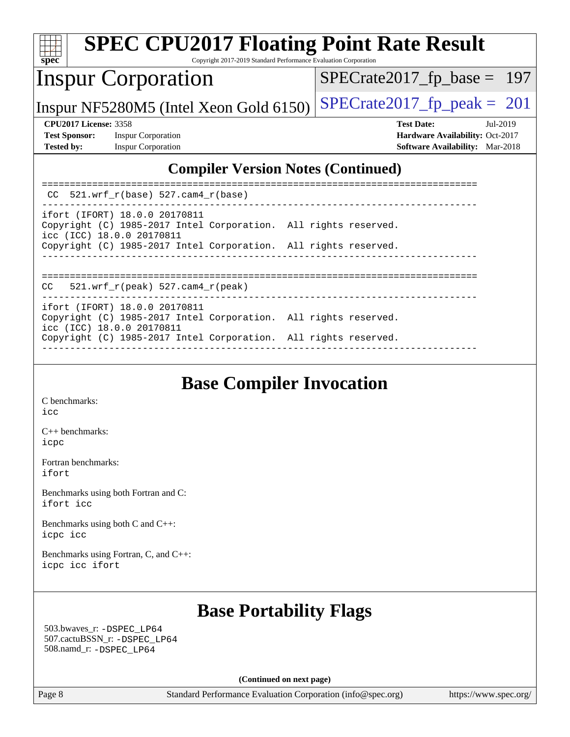## Compiler Version Notes (Continued)

```
==============================================================================
 CC  521.wrf_r(base) 527.cam4_r(base)
------------------------------------------------------------------------------
ifort (IFORT) 18.0.0 20170811
Copyright (C) 1985-2017 Intel Corporation.  All rights reserved.
icc (ICC) 18.0.0 20170811
Copyright (C) 1985-2017 Intel Corporation.  All rights reserved.
------------------------------------------------------------------------------

==============================================================================
CC   521.wrf_r(peak) 527.cam4_r(peak)
------------------------------------------------------------------------------
ifort (IFORT) 18.0.0 20170811
Copyright (C) 1985-2017 Intel Corporation.  All rights reserved.
icc (ICC) 18.0.0 20170811
Copyright (C) 1985-2017 Intel Corporation.  All rights reserved.
------------------------------------------------------------------------------
```

## Base Compiler Invocation

C benchmarks:
icc

C++ benchmarks:
icpc

Fortran benchmarks:
ifort

Benchmarks using both Fortran and C:
ifort icc

Benchmarks using both C and C++:
icpc icc

Benchmarks using Fortran, C, and C++:
icpc icc ifort

## Base Portability Flags

503.bwaves_r: -DSPEC_LP64
507.cactuBSSN_r: -DSPEC_LP64
508.namd_r: -DSPEC_LP64

**(Continued on next page)**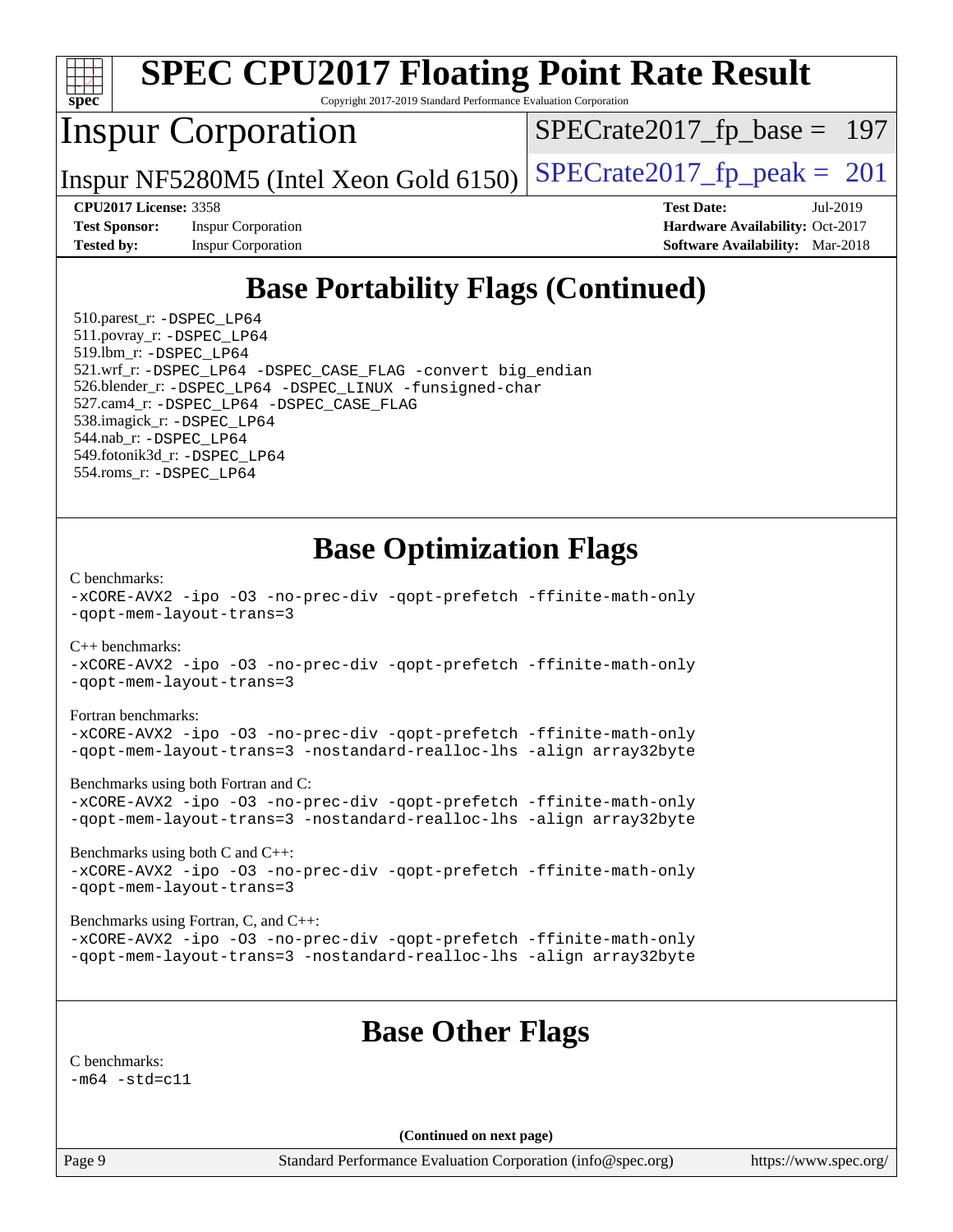# Base Portability Flags (Continued)

510.parest_r: -DSPEC_LP64
511.povray_r: -DSPEC_LP64
519.lbm_r: -DSPEC_LP64
521.wrf_r: -DSPEC_LP64 -DSPEC_CASE_FLAG -convert big_endian
526.blender_r: -DSPEC_LP64 -DSPEC_LINUX -funsigned-char
527.cam4_r: -DSPEC_LP64 -DSPEC_CASE_FLAG
538.imagick_r: -DSPEC_LP64
544.nab_r: -DSPEC_LP64
549.fotonik3d_r: -DSPEC_LP64
554.roms_r: -DSPEC_LP64

# Base Optimization Flags

C benchmarks:
-xCORE-AVX2 -ipo -O3 -no-prec-div -qopt-prefetch -ffinite-math-only
-qopt-mem-layout-trans=3

C++ benchmarks:
-xCORE-AVX2 -ipo -O3 -no-prec-div -qopt-prefetch -ffinite-math-only
-qopt-mem-layout-trans=3

Fortran benchmarks:
-xCORE-AVX2 -ipo -O3 -no-prec-div -qopt-prefetch -ffinite-math-only
-qopt-mem-layout-trans=3 -nostandard-realloc-lhs -align array32byte

Benchmarks using both Fortran and C:
-xCORE-AVX2 -ipo -O3 -no-prec-div -qopt-prefetch -ffinite-math-only
-qopt-mem-layout-trans=3 -nostandard-realloc-lhs -align array32byte

Benchmarks using both C and C++:
-xCORE-AVX2 -ipo -O3 -no-prec-div -qopt-prefetch -ffinite-math-only
-qopt-mem-layout-trans=3

Benchmarks using Fortran, C, and C++:
-xCORE-AVX2 -ipo -O3 -no-prec-div -qopt-prefetch -ffinite-math-only
-qopt-mem-layout-trans=3 -nostandard-realloc-lhs -align array32byte

# Base Other Flags

C benchmarks:
-m64 -std=c11

**(Continued on next page)**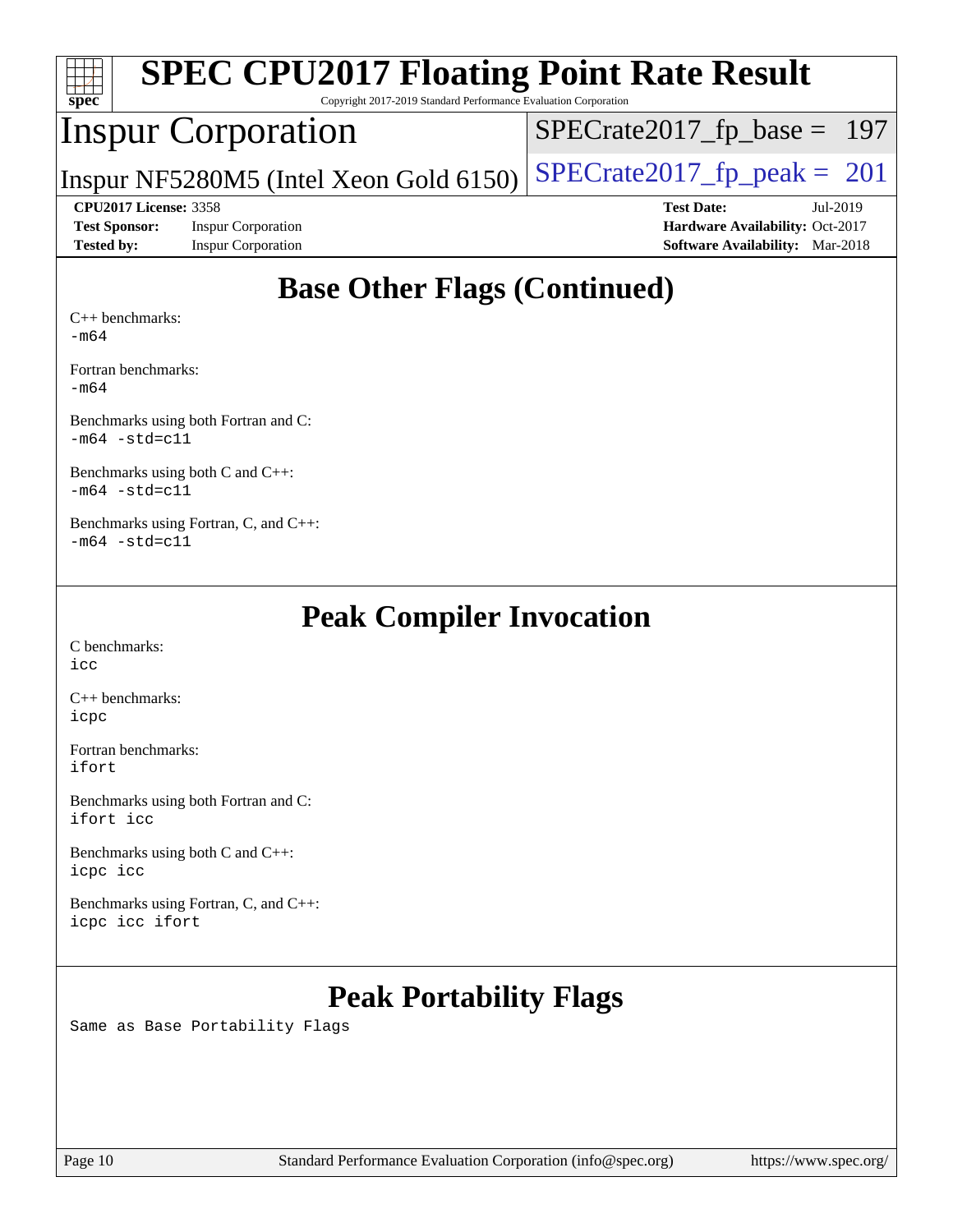# SPEC CPU2017 Floating Point Rate Result

Copyright 2017-2019 Standard Performance Evaluation Corporation

## Inspur Corporation

SPECrate2017_fp_base = 197

Inspur NF5280M5 (Intel Xeon Gold 6150)

SPECrate2017_fp_peak = 201

**CPU2017 License:** 3358
**Test Sponsor:** Inspur Corporation
**Tested by:** Inspur Corporation

**Test Date:** Jul-2019
**Hardware Availability:** Oct-2017
**Software Availability:** Mar-2018

## Base Other Flags (Continued)

C++ benchmarks:
-m64

Fortran benchmarks:
-m64

Benchmarks using both Fortran and C:
-m64 -std=c11

Benchmarks using both C and C++:
-m64 -std=c11

Benchmarks using Fortran, C, and C++:
-m64 -std=c11

## Peak Compiler Invocation

C benchmarks:
icc

C++ benchmarks:
icpc

Fortran benchmarks:
ifort

Benchmarks using both Fortran and C:
ifort icc

Benchmarks using both C and C++:
icpc icc

Benchmarks using Fortran, C, and C++:
icpc icc ifort

## Peak Portability Flags

Same as Base Portability Flags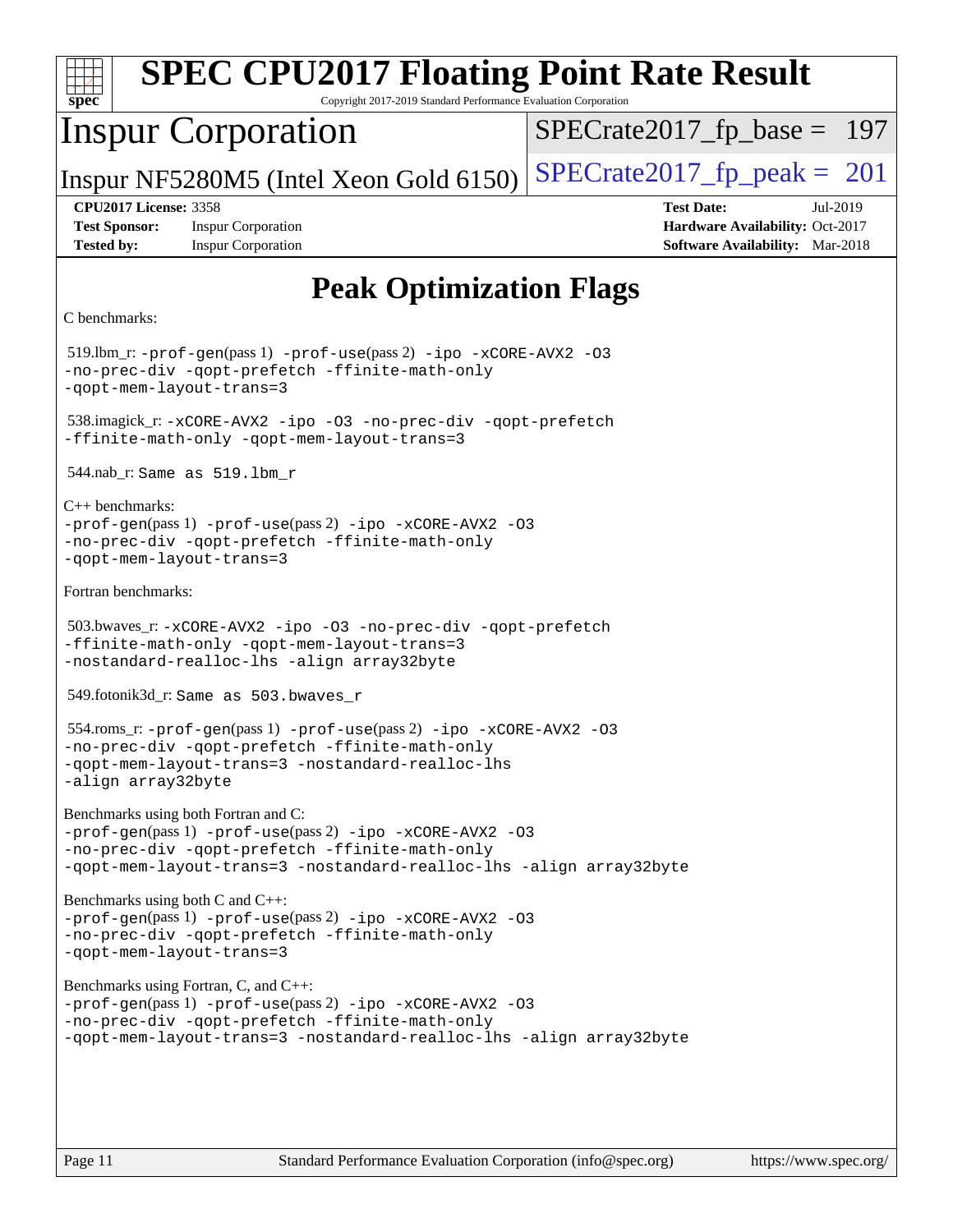# Peak Optimization Flags

C benchmarks:

519.lbm_r: `-prof-gen`(pass 1) `-prof-use`(pass 2) `-ipo -xCORE-AVX2 -O3 -no-prec-div -qopt-prefetch -ffinite-math-only -qopt-mem-layout-trans=3`

538.imagick_r: `-xCORE-AVX2 -ipo -O3 -no-prec-div -qopt-prefetch -ffinite-math-only -qopt-mem-layout-trans=3`

544.nab_r: `Same as 519.lbm_r`

C++ benchmarks:

`-prof-gen`(pass 1) `-prof-use`(pass 2) `-ipo -xCORE-AVX2 -O3 -no-prec-div -qopt-prefetch -ffinite-math-only -qopt-mem-layout-trans=3`

Fortran benchmarks:

503.bwaves_r: `-xCORE-AVX2 -ipo -O3 -no-prec-div -qopt-prefetch -ffinite-math-only -qopt-mem-layout-trans=3 -nostandard-realloc-lhs -align array32byte`

549.fotonik3d_r: `Same as 503.bwaves_r`

554.roms_r: `-prof-gen`(pass 1) `-prof-use`(pass 2) `-ipo -xCORE-AVX2 -O3 -no-prec-div -qopt-prefetch -ffinite-math-only -qopt-mem-layout-trans=3 -nostandard-realloc-lhs -align array32byte`

Benchmarks using both Fortran and C:

`-prof-gen`(pass 1) `-prof-use`(pass 2) `-ipo -xCORE-AVX2 -O3 -no-prec-div -qopt-prefetch -ffinite-math-only -qopt-mem-layout-trans=3 -nostandard-realloc-lhs -align array32byte`

Benchmarks using both C and C++:

`-prof-gen`(pass 1) `-prof-use`(pass 2) `-ipo -xCORE-AVX2 -O3 -no-prec-div -qopt-prefetch -ffinite-math-only -qopt-mem-layout-trans=3`

Benchmarks using Fortran, C, and C++:

`-prof-gen`(pass 1) `-prof-use`(pass 2) `-ipo -xCORE-AVX2 -O3 -no-prec-div -qopt-prefetch -ffinite-math-only -qopt-mem-layout-trans=3 -nostandard-realloc-lhs -align array32byte`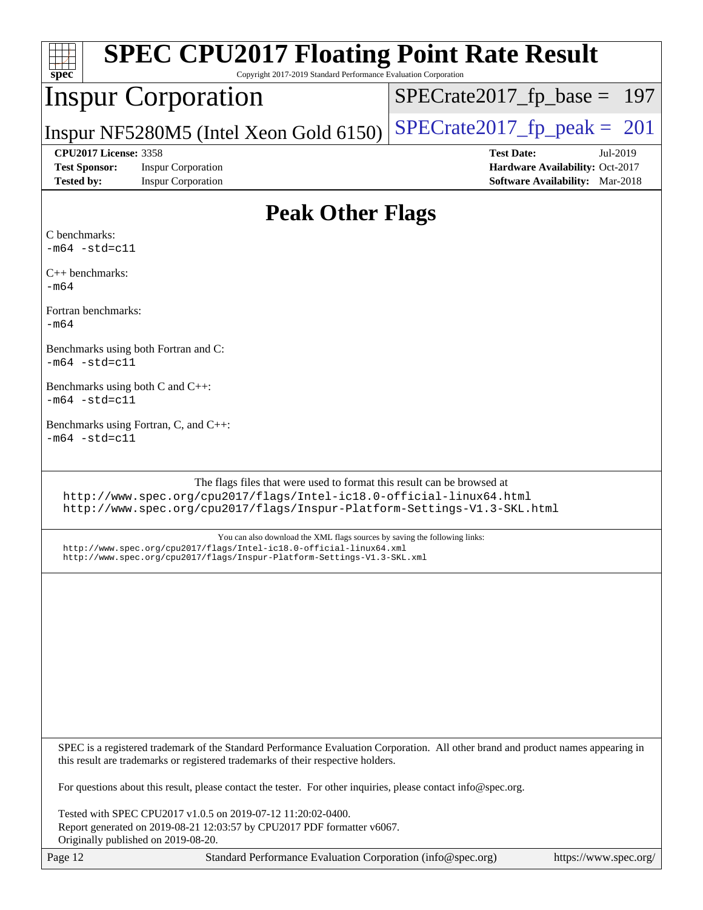# SPEC CPU2017 Floating Point Rate Result

Copyright 2017-2019 Standard Performance Evaluation Corporation

## Inspur Corporation

Inspur NF5280M5 (Intel Xeon Gold 6150)

SPECrate2017_fp_base = 197

SPECrate2017_fp_peak = 201

**CPU2017 License:** 3358
**Test Sponsor:** Inspur Corporation
**Tested by:** Inspur Corporation

**Test Date:** Jul-2019
**Hardware Availability:** Oct-2017
**Software Availability:** Mar-2018

## Peak Other Flags

C benchmarks:
-m64 -std=c11

C++ benchmarks:
-m64

Fortran benchmarks:
-m64

Benchmarks using both Fortran and C:
-m64 -std=c11

Benchmarks using both C and C++:
-m64 -std=c11

Benchmarks using Fortran, C, and C++:
-m64 -std=c11

The flags files that were used to format this result can be browsed at
http://www.spec.org/cpu2017/flags/Intel-ic18.0-official-linux64.html
http://www.spec.org/cpu2017/flags/Inspur-Platform-Settings-V1.3-SKL.html

You can also download the XML flags sources by saving the following links:
http://www.spec.org/cpu2017/flags/Intel-ic18.0-official-linux64.xml
http://www.spec.org/cpu2017/flags/Inspur-Platform-Settings-V1.3-SKL.xml

SPEC is a registered trademark of the Standard Performance Evaluation Corporation. All other brand and product names appearing in this result are trademarks or registered trademarks of their respective holders.

For questions about this result, please contact the tester. For other inquiries, please contact info@spec.org.

Tested with SPEC CPU2017 v1.0.5 on 2019-07-12 11:20:02-0400.
Report generated on 2019-08-21 12:03:57 by CPU2017 PDF formatter v6067.
Originally published on 2019-08-20.